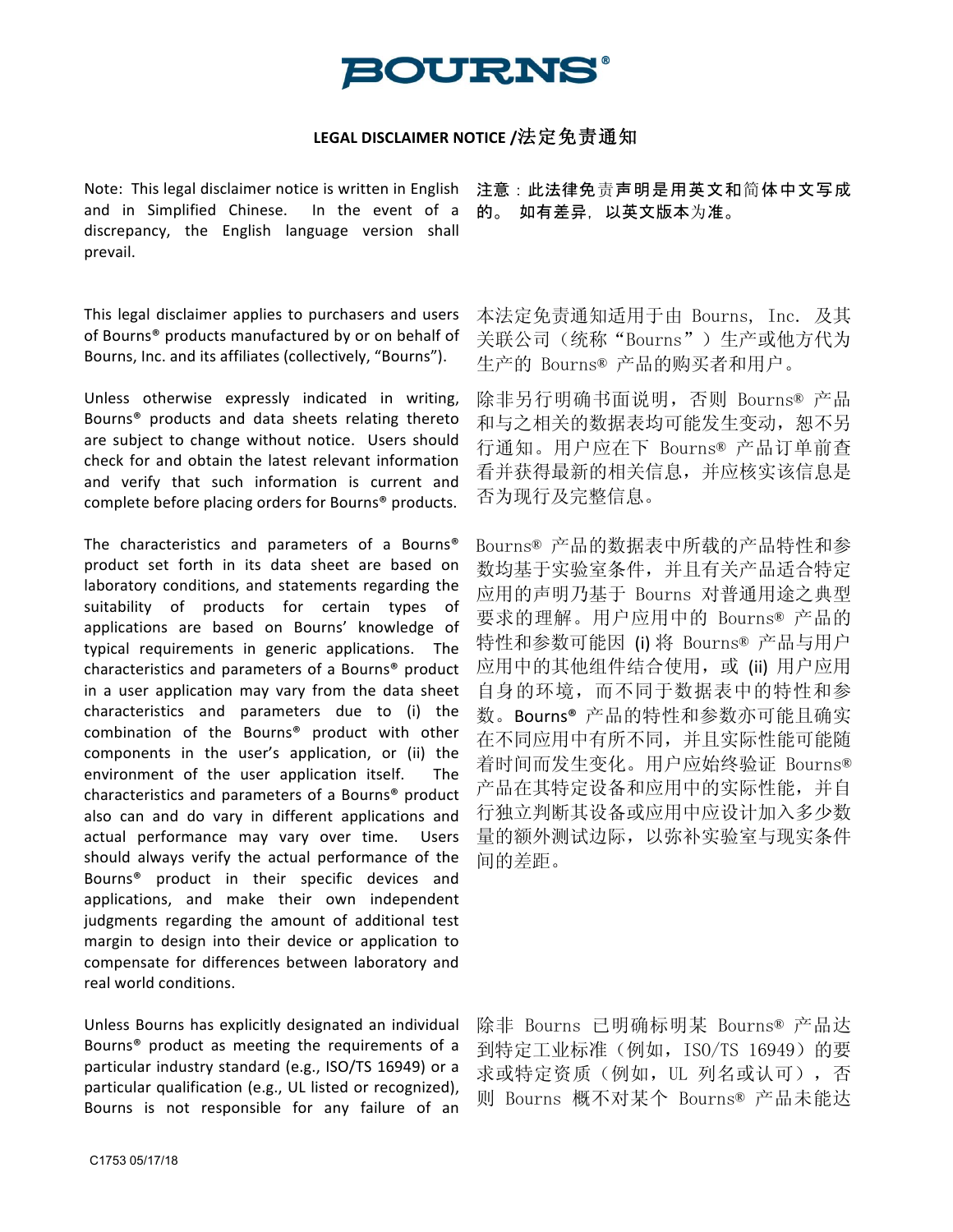BOURNS®

## LEGAL DISCLAIMER NOTICE /法定免责通知

Note: This legal disclaimer notice is written in English and in Simplified Chinese. In the event of a discrepancy, the English language version shall prevail.

**注意：此法律免责声明是用英文和简体中文写成的。 如有差异，以英文版本为准。**

This legal disclaimer applies to purchasers and users of Bourns® products manufactured by or on behalf of Bourns, Inc. and its affiliates (collectively, "Bourns").

本法定免责通知适用于由 Bourns, Inc. 及其关联公司（统称"Bourns"）生产或他方代为生产的 Bourns® 产品的购买者和用户。

Unless otherwise expressly indicated in writing, Bourns® products and data sheets relating thereto are subject to change without notice. Users should check for and obtain the latest relevant information and verify that such information is current and complete before placing orders for Bourns® products.

除非另行明确书面说明，否则 Bourns® 产品和与之相关的数据表均可能发生变动，恕不另行通知。用户应在下 Bourns® 产品订单前查看并获得最新的相关信息，并应核实该信息是否为现行及完整信息。

The characteristics and parameters of a Bourns® product set forth in its data sheet are based on laboratory conditions, and statements regarding the suitability of products for certain types of applications are based on Bourns' knowledge of typical requirements in generic applications. The characteristics and parameters of a Bourns® product in a user application may vary from the data sheet characteristics and parameters due to (i) the combination of the Bourns® product with other components in the user's application, or (ii) the environment of the user application itself. The characteristics and parameters of a Bourns® product also can and do vary in different applications and actual performance may vary over time. Users should always verify the actual performance of the Bourns® product in their specific devices and applications, and make their own independent judgments regarding the amount of additional test margin to design into their device or application to compensate for differences between laboratory and real world conditions.

Bourns® 产品的数据表中所载的产品特性和参数均基于实验室条件，并且有关产品适合特定应用的声明乃基于 Bourns 对普通用途之典型要求的理解。用户应用中的 Bourns® 产品的特性和参数可能因 (i) 将 Bourns® 产品与用户应用中的其他组件结合使用，或 (ii) 用户应用自身的环境，而不同于数据表中的特性和参数。Bourns® 产品的特性和参数亦可能且确实在不同应用中有所不同，并且实际性能可能随着时间而发生变化。用户应始终验证 Bourns® 产品在其特定设备和应用中的实际性能，并自行独立判断其设备或应用中应设计加入多少数量的额外测试边际，以弥补实验室与现实条件间的差距。

Unless Bourns has explicitly designated an individual Bourns® product as meeting the requirements of a particular industry standard (e.g., ISO/TS 16949) or a particular qualification (e.g., UL listed or recognized), Bourns is not responsible for any failure of an

除非 Bourns 已明确标明某 Bourns® 产品达到特定工业标准（例如，ISO/TS 16949）的要求或特定资质（例如，UL 列名或认可），否则 Bourns 概不对某个 Bourns® 产品未能达

C1753 05/17/18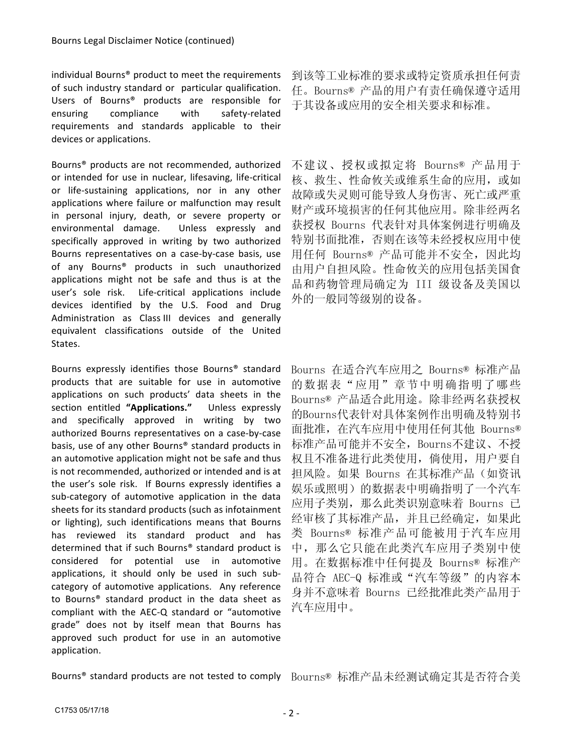individual Bourns® product to meet the requirements of such industry standard or particular qualification. Users of Bourns® products are responsible for ensuring compliance with safety-related requirements and standards applicable to their devices or applications.

到该等工业标准的要求或特定资质承担任何责任。Bourns® 产品的用户有责任确保遵守适用于其设备或应用的安全相关要求和标准。

Bourns® products are not recommended, authorized or intended for use in nuclear, lifesaving, life-critical or life-sustaining applications, nor in any other applications where failure or malfunction may result in personal injury, death, or severe property or environmental damage. Unless expressly and specifically approved in writing by two authorized Bourns representatives on a case-by-case basis, use of any Bourns® products in such unauthorized applications might not be safe and thus is at the user's sole risk. Life-critical applications include devices identified by the U.S. Food and Drug Administration as Class III devices and generally equivalent classifications outside of the United States.

不建议、授权或拟定将 Bourns® 产品用于核、救生、性命攸关或维系生命的应用，或如故障或失灵则可能导致人身伤害、死亡或严重财产或环境损害的任何其他应用。除非经两名获授权 Bourns 代表针对具体案例进行明确及特别书面批准，否则在该等未经授权应用中使用任何 Bourns® 产品可能并不安全，因此均由用户自担风险。性命攸关的应用包括美国食品和药物管理局确定为 III 级设备及美国以外的一般同等级别的设备。

Bourns expressly identifies those Bourns® standard products that are suitable for use in automotive applications on such products' data sheets in the section entitled **"Applications."** Unless expressly and specifically approved in writing by two authorized Bourns representatives on a case-by-case basis, use of any other Bourns® standard products in an automotive application might not be safe and thus is not recommended, authorized or intended and is at the user's sole risk. If Bourns expressly identifies a sub-category of automotive application in the data sheets for its standard products (such as infotainment or lighting), such identifications means that Bourns has reviewed its standard product and has determined that if such Bourns® standard product is considered for potential use in automotive applications, it should only be used in such sub-category of automotive applications. Any reference to Bourns® standard product in the data sheet as compliant with the AEC-Q standard or "automotive grade" does not by itself mean that Bourns has approved such product for use in an automotive application.

Bourns 在适合汽车应用之 Bourns® 标准产品的数据表"应用"章节中明确指明了哪些 Bourns® 产品适合此用途。除非经两名获授权的Bourns代表针对具体案例作出明确及特别书面批准，在汽车应用中使用任何其他 Bourns® 标准产品可能并不安全，Bourns不建议、不授权且不准备进行此类使用，倘使用，用户要自担风险。如果 Bourns 在其标准产品（如资讯娱乐或照明）的数据表中明确指明了一个汽车应用子类别，那么此类识别意味着 Bourns 已经审核了其标准产品，并且已经确定，如果此类 Bourns® 标准产品可能被用于汽车应用中，那么它只能在此类汽车应用子类别中使用。在数据标准中任何提及 Bourns® 标准产品符合 AEC-Q 标准或"汽车等级"的内容本身并不意味着 Bourns 已经批准此类产品用于汽车应用中。

Bourns® standard products are not tested to comply

Bourns® 标准产品未经测试确定其是否符合美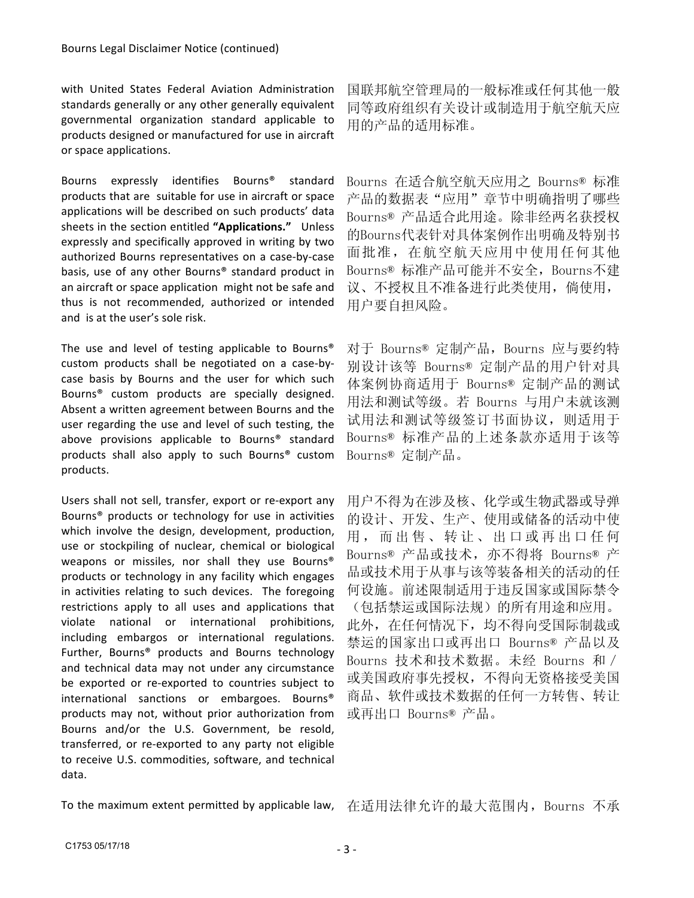with United States Federal Aviation Administration standards generally or any other generally equivalent governmental organization standard applicable to products designed or manufactured for use in aircraft or space applications.

国联邦航空管理局的一般标准或任何其他一般同等政府组织有关设计或制造用于航空航天应用的产品的适用标准。

Bourns expressly identifies Bourns® standard products that are suitable for use in aircraft or space applications will be described on such products' data sheets in the section entitled **"Applications."** Unless expressly and specifically approved in writing by two authorized Bourns representatives on a case-by-case basis, use of any other Bourns® standard product in an aircraft or space application might not be safe and thus is not recommended, authorized or intended and is at the user's sole risk.

Bourns 在适合航空航天应用之 Bourns® 标准产品的数据表"应用"章节中明确指明了哪些 Bourns® 产品适合此用途。除非经两名获授权的Bourns代表针对具体案例作出明确及特别书面批准，在航空航天应用中使用任何其他 Bourns® 标准产品可能并不安全，Bourns不建议、不授权且不准备进行此类使用，倘使用，用户要自担风险。

The use and level of testing applicable to Bourns® custom products shall be negotiated on a case-by-case basis by Bourns and the user for which such Bourns® custom products are specially designed. Absent a written agreement between Bourns and the user regarding the use and level of such testing, the above provisions applicable to Bourns® standard products shall also apply to such Bourns® custom products.

对于 Bourns® 定制产品，Bourns 应与要约特别设计该等 Bourns® 定制产品的用户针对具体案例协商适用于 Bourns® 定制产品的测试用法和测试等级。若 Bourns 与用户未就该测试用法和测试等级签订书面协议，则适用于 Bourns® 标准产品的上述条款亦适用于该等 Bourns® 定制产品。

Users shall not sell, transfer, export or re-export any Bourns® products or technology for use in activities which involve the design, development, production, use or stockpiling of nuclear, chemical or biological weapons or missiles, nor shall they use Bourns® products or technology in any facility which engages in activities relating to such devices. The foregoing restrictions apply to all uses and applications that violate national or international prohibitions, including embargos or international regulations. Further, Bourns® products and Bourns technology and technical data may not under any circumstance be exported or re-exported to countries subject to international sanctions or embargoes. Bourns® products may not, without prior authorization from Bourns and/or the U.S. Government, be resold, transferred, or re-exported to any party not eligible to receive U.S. commodities, software, and technical data.

用户不得为在涉及核、化学或生物武器或导弹的设计、开发、生产、使用或储备的活动中使用，而出售、转让、出口或再出口任何 Bourns® 产品或技术，亦不得将 Bourns® 产品或技术用于从事与该等装备相关的活动的任何设施。前述限制适用于违反国家或国际禁令（包括禁运或国际法规）的所有用途和应用。此外，在任何情况下，均不得向受国际制裁或禁运的国家出口或再出口 Bourns® 产品以及 Bourns 技术和技术数据。未经 Bourns 和／或美国政府事先授权，不得向无资格接受美国商品、软件或技术数据的任何一方转售、转让或再出口 Bourns® 产品。

To the maximum extent permitted by applicable law,

在适用法律允许的最大范围内，Bourns 不承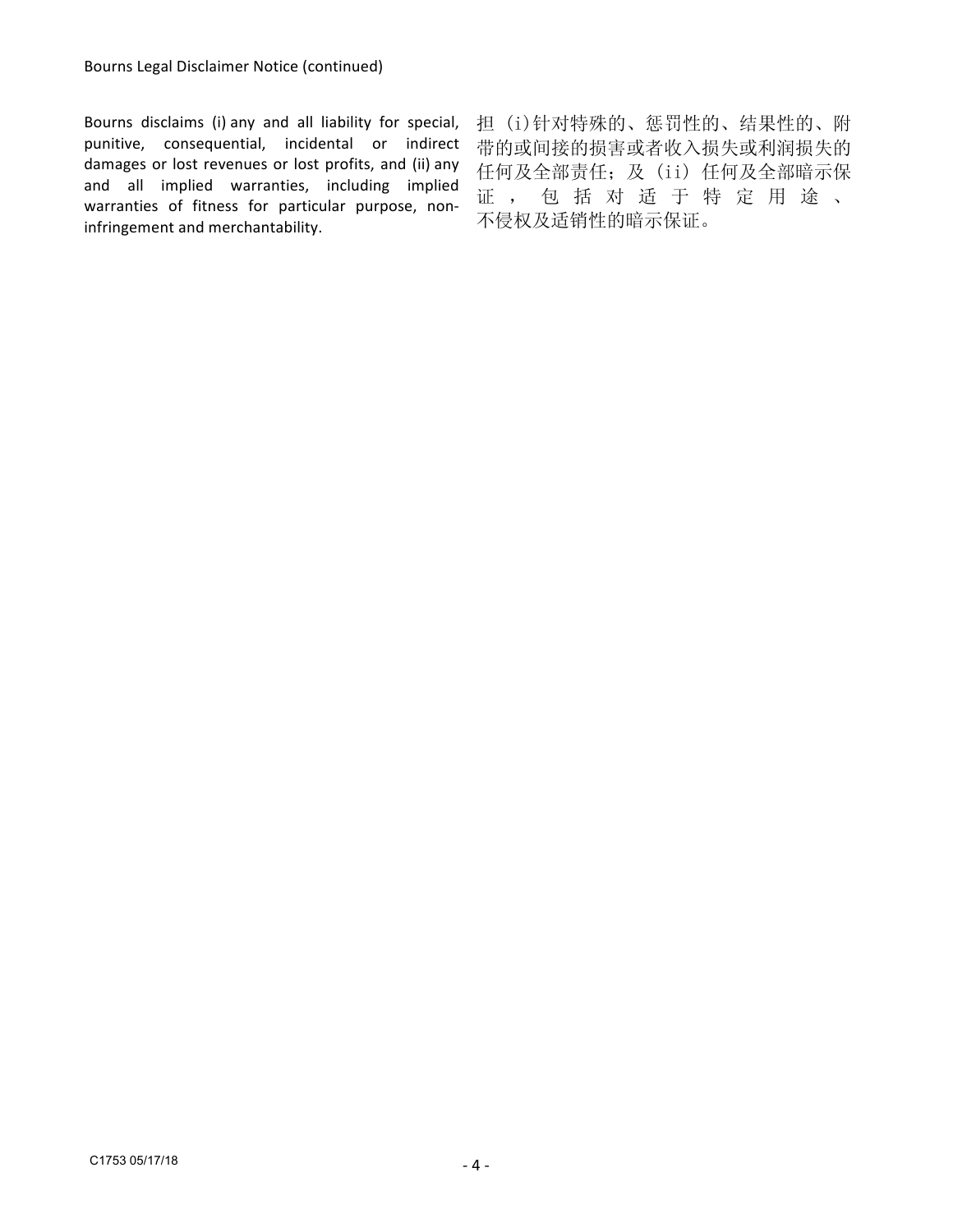Bourns disclaims (i) any and all liability for special, punitive, consequential, incidental or indirect damages or lost revenues or lost profits, and (ii) any and all implied warranties, including implied warranties of fitness for particular purpose, non-infringement and merchantability.

担（i)针对特殊的、惩罚性的、结果性的、附带的或间接的损害或者收入损失或利润损失的任何及全部责任；及（ii）任何及全部暗示保证，包括对适于特定用途、不侵权及适销性的暗示保证。